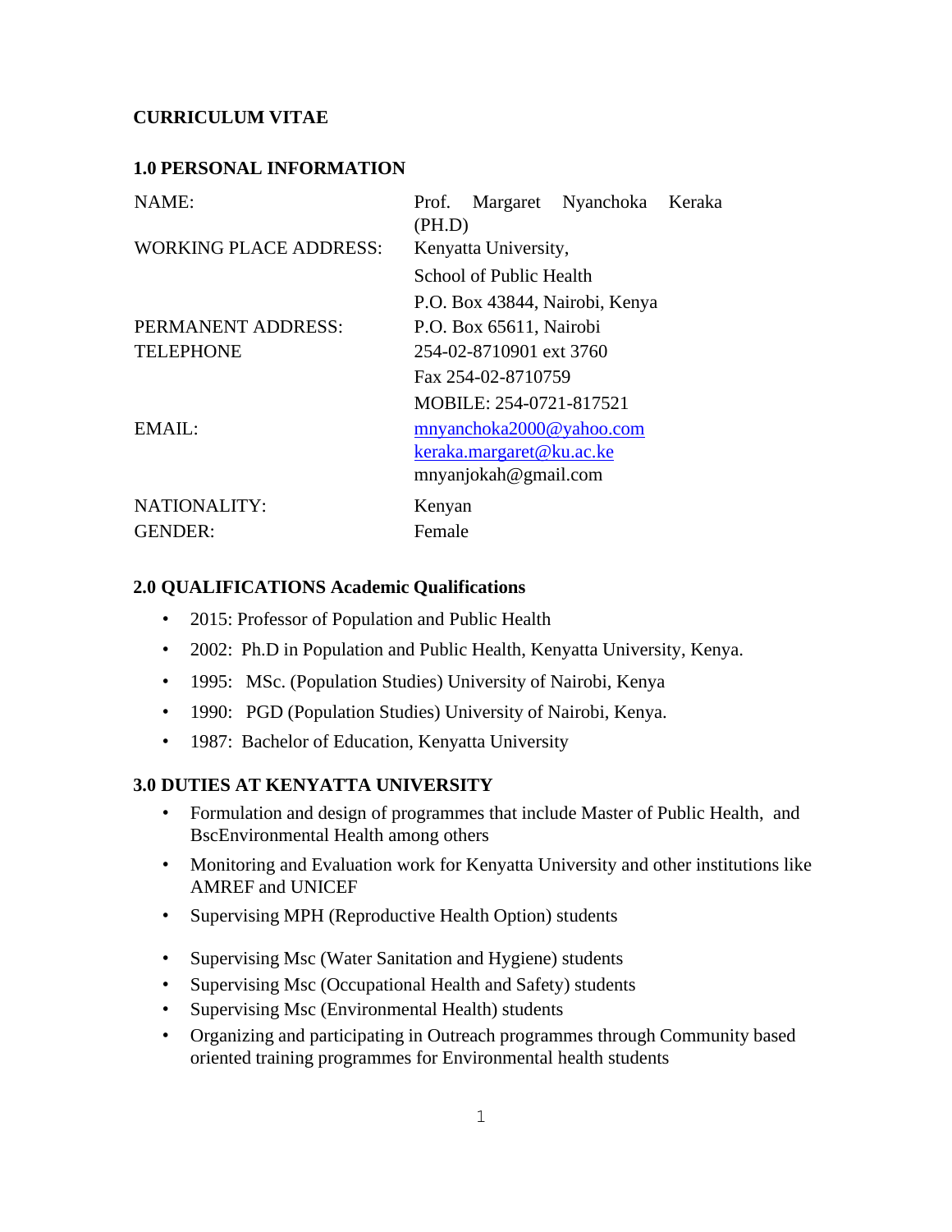**CURRICULUM VITAE**

**1.0 PERSONAL INFORMATION**

| | |
|---|---|
| NAME: | Prof. Margaret Nyanchoka Keraka (PH.D) |
| WORKING PLACE ADDRESS: | Kenyatta University, |
| | School of Public Health |
| | P.O. Box 43844, Nairobi, Kenya |
| PERMANENT ADDRESS: | P.O. Box 65611, Nairobi |
| TELEPHONE | 254-02-8710901 ext 3760 |
| | Fax 254-02-8710759 |
| | MOBILE: 254-0721-817521 |
| EMAIL: | mnyanchoka2000@yahoo.com |
| | keraka.margaret@ku.ac.ke |
| | mnyanjokah@gmail.com |
| NATIONALITY: | Kenyan |
| GENDER: | Female |

**2.0 QUALIFICATIONS Academic Qualifications**

- 2015: Professor of Population and Public Health
- 2002: Ph.D in Population and Public Health, Kenyatta University, Kenya.
- 1995: MSc. (Population Studies) University of Nairobi, Kenya
- 1990: PGD (Population Studies) University of Nairobi, Kenya.
- 1987: Bachelor of Education, Kenyatta University

**3.0 DUTIES AT KENYATTA UNIVERSITY**

- Formulation and design of programmes that include Master of Public Health, and BscEnvironmental Health among others
- Monitoring and Evaluation work for Kenyatta University and other institutions like AMREF and UNICEF
- Supervising MPH (Reproductive Health Option) students
- Supervising Msc (Water Sanitation and Hygiene) students
- Supervising Msc (Occupational Health and Safety) students
- Supervising Msc (Environmental Health) students
- Organizing and participating in Outreach programmes through Community based oriented training programmes for Environmental health students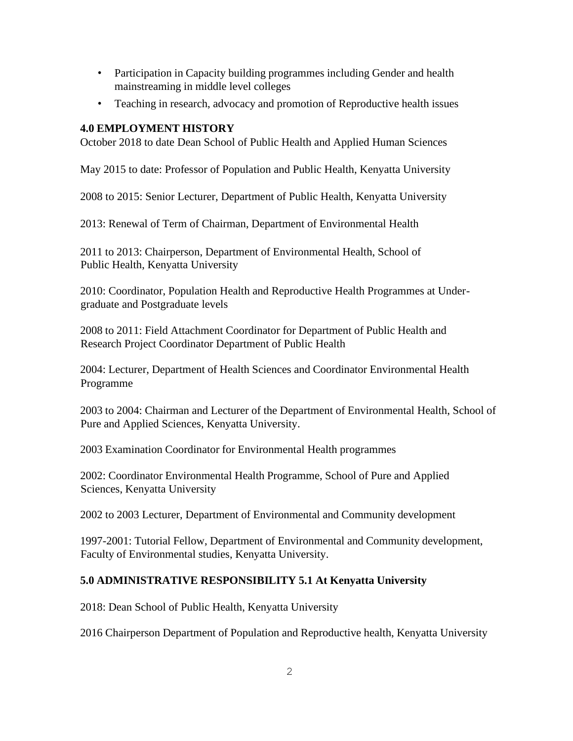- Participation in Capacity building programmes including Gender and health mainstreaming in middle level colleges
- Teaching in research, advocacy and promotion of Reproductive health issues

## 4.0 EMPLOYMENT HISTORY

October 2018 to date Dean School of Public Health and Applied Human Sciences

May 2015 to date: Professor of Population and Public Health, Kenyatta University

2008 to 2015: Senior Lecturer, Department of Public Health, Kenyatta University

2013: Renewal of Term of Chairman, Department of Environmental Health

2011 to 2013: Chairperson, Department of Environmental Health, School of Public Health, Kenyatta University

2010: Coordinator, Population Health and Reproductive Health Programmes at Undergraduate and Postgraduate levels

2008 to 2011: Field Attachment Coordinator for Department of Public Health and Research Project Coordinator Department of Public Health

2004: Lecturer, Department of Health Sciences and Coordinator Environmental Health Programme

2003 to 2004: Chairman and Lecturer of the Department of Environmental Health, School of Pure and Applied Sciences, Kenyatta University.

2003 Examination Coordinator for Environmental Health programmes

2002: Coordinator Environmental Health Programme, School of Pure and Applied Sciences, Kenyatta University

2002 to 2003 Lecturer, Department of Environmental and Community development

1997-2001: Tutorial Fellow, Department of Environmental and Community development, Faculty of Environmental studies, Kenyatta University.

## 5.0 ADMINISTRATIVE RESPONSIBILITY 5.1 At Kenyatta University

2018: Dean School of Public Health, Kenyatta University

2016 Chairperson Department of Population and Reproductive health, Kenyatta University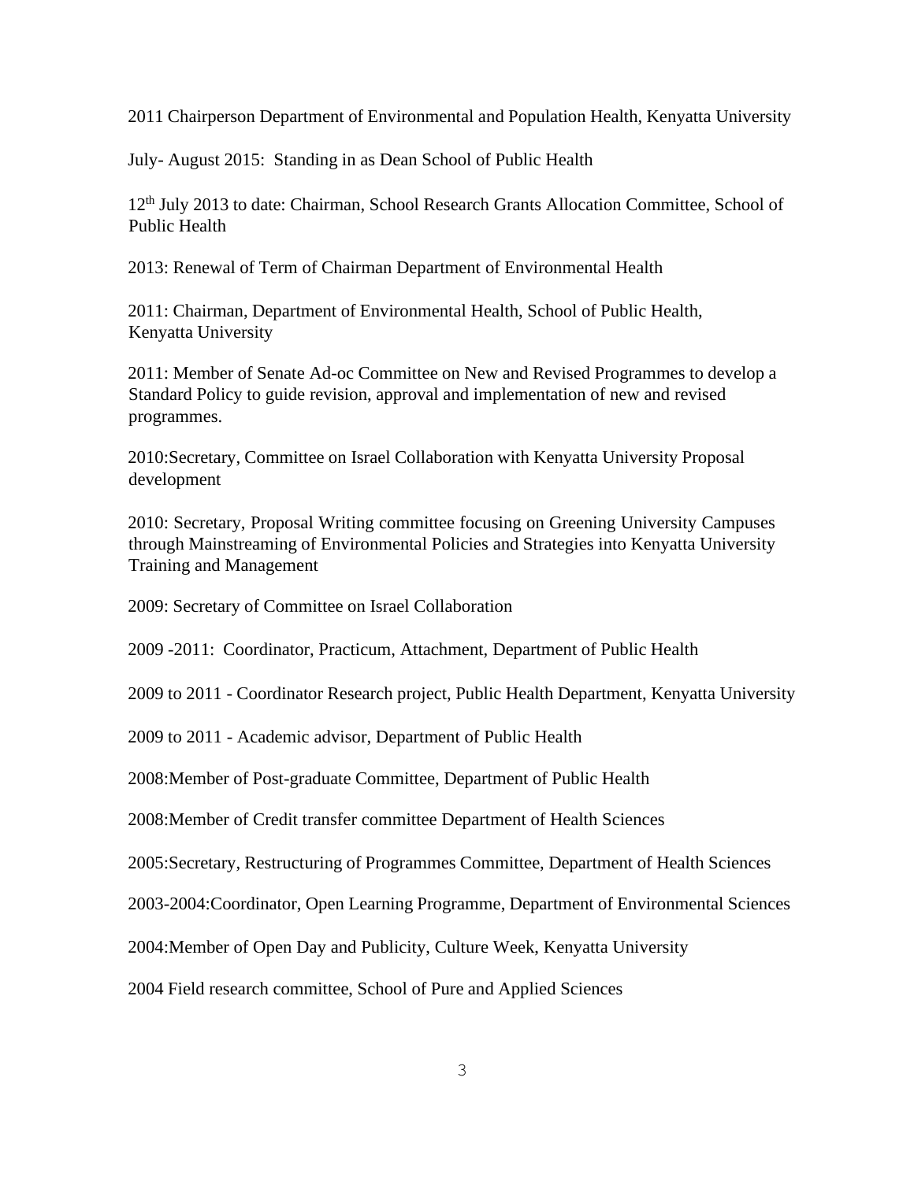2011 Chairperson Department of Environmental and Population Health, Kenyatta University

July- August 2015: Standing in as Dean School of Public Health

12th July 2013 to date: Chairman, School Research Grants Allocation Committee, School of Public Health

2013: Renewal of Term of Chairman Department of Environmental Health

2011: Chairman, Department of Environmental Health, School of Public Health, Kenyatta University

2011: Member of Senate Ad-oc Committee on New and Revised Programmes to develop a Standard Policy to guide revision, approval and implementation of new and revised programmes.

2010:Secretary, Committee on Israel Collaboration with Kenyatta University Proposal development

2010: Secretary, Proposal Writing committee focusing on Greening University Campuses through Mainstreaming of Environmental Policies and Strategies into Kenyatta University Training and Management

2009: Secretary of Committee on Israel Collaboration

2009 -2011: Coordinator, Practicum, Attachment, Department of Public Health

2009 to 2011 - Coordinator Research project, Public Health Department, Kenyatta University

2009 to 2011 - Academic advisor, Department of Public Health

2008:Member of Post-graduate Committee, Department of Public Health

2008:Member of Credit transfer committee Department of Health Sciences

2005:Secretary, Restructuring of Programmes Committee, Department of Health Sciences

2003-2004:Coordinator, Open Learning Programme, Department of Environmental Sciences

2004:Member of Open Day and Publicity, Culture Week, Kenyatta University

2004 Field research committee, School of Pure and Applied Sciences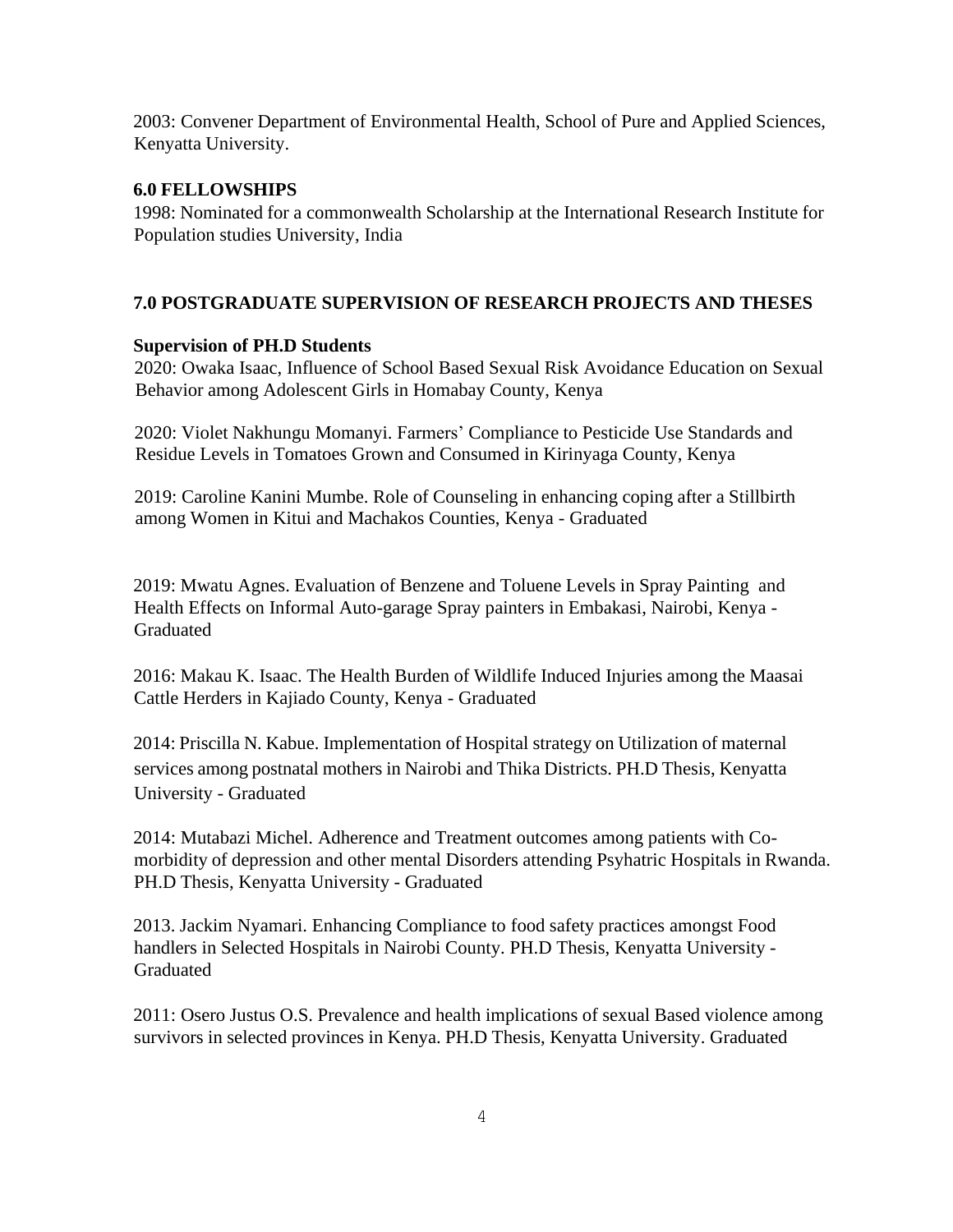2003: Convener Department of Environmental Health, School of Pure and Applied Sciences, Kenyatta University.

## 6.0 FELLOWSHIPS

1998: Nominated for a commonwealth Scholarship at the International Research Institute for Population studies University, India

## 7.0 POSTGRADUATE SUPERVISION OF RESEARCH PROJECTS AND THESES

**Supervision of PH.D Students**

2020: Owaka Isaac, Influence of School Based Sexual Risk Avoidance Education on Sexual Behavior among Adolescent Girls in Homabay County, Kenya

2020: Violet Nakhungu Momanyi. Farmers' Compliance to Pesticide Use Standards and Residue Levels in Tomatoes Grown and Consumed in Kirinyaga County, Kenya

2019: Caroline Kanini Mumbe. Role of Counseling in enhancing coping after a Stillbirth among Women in Kitui and Machakos Counties, Kenya - Graduated

2019: Mwatu Agnes. Evaluation of Benzene and Toluene Levels in Spray Painting and Health Effects on Informal Auto-garage Spray painters in Embakasi, Nairobi, Kenya - Graduated

2016: Makau K. Isaac. The Health Burden of Wildlife Induced Injuries among the Maasai Cattle Herders in Kajiado County, Kenya - Graduated

2014: Priscilla N. Kabue. Implementation of Hospital strategy on Utilization of maternal services among postnatal mothers in Nairobi and Thika Districts. PH.D Thesis, Kenyatta University - Graduated

2014: Mutabazi Michel. Adherence and Treatment outcomes among patients with Co-morbidity of depression and other mental Disorders attending Psyhatric Hospitals in Rwanda. PH.D Thesis, Kenyatta University - Graduated

2013. Jackim Nyamari. Enhancing Compliance to food safety practices amongst Food handlers in Selected Hospitals in Nairobi County. PH.D Thesis, Kenyatta University - Graduated

2011: Osero Justus O.S. Prevalence and health implications of sexual Based violence among survivors in selected provinces in Kenya. PH.D Thesis, Kenyatta University. Graduated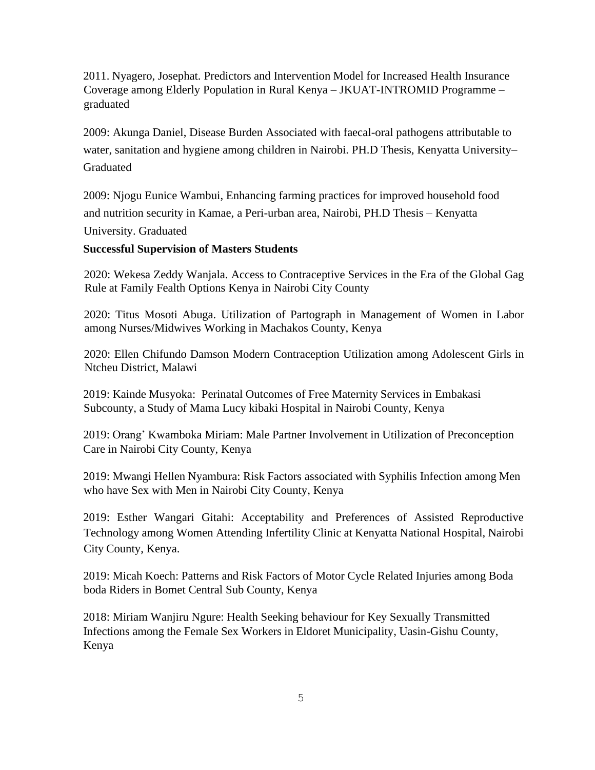2011. Nyagero, Josephat. Predictors and Intervention Model for Increased Health Insurance Coverage among Elderly Population in Rural Kenya – JKUAT-INTROMID Programme – graduated

2009: Akunga Daniel, Disease Burden Associated with faecal-oral pathogens attributable to water, sanitation and hygiene among children in Nairobi. PH.D Thesis, Kenyatta University– Graduated

2009: Njogu Eunice Wambui, Enhancing farming practices for improved household food and nutrition security in Kamae, a Peri-urban area, Nairobi, PH.D Thesis – Kenyatta University. Graduated

**Successful Supervision of Masters Students**

2020: Wekesa Zeddy Wanjala. Access to Contraceptive Services in the Era of the Global Gag Rule at Family Fealth Options Kenya in Nairobi City County

2020: Titus Mosoti Abuga. Utilization of Partograph in Management of Women in Labor among Nurses/Midwives Working in Machakos County, Kenya

2020: Ellen Chifundo Damson Modern Contraception Utilization among Adolescent Girls in Ntcheu District, Malawi

2019: Kainde Musyoka: Perinatal Outcomes of Free Maternity Services in Embakasi Subcounty, a Study of Mama Lucy kibaki Hospital in Nairobi County, Kenya

2019: Orang' Kwamboka Miriam: Male Partner Involvement in Utilization of Preconception Care in Nairobi City County, Kenya

2019: Mwangi Hellen Nyambura: Risk Factors associated with Syphilis Infection among Men who have Sex with Men in Nairobi City County, Kenya

2019: Esther Wangari Gitahi: Acceptability and Preferences of Assisted Reproductive Technology among Women Attending Infertility Clinic at Kenyatta National Hospital, Nairobi City County, Kenya.

2019: Micah Koech: Patterns and Risk Factors of Motor Cycle Related Injuries among Boda boda Riders in Bomet Central Sub County, Kenya

2018: Miriam Wanjiru Ngure: Health Seeking behaviour for Key Sexually Transmitted Infections among the Female Sex Workers in Eldoret Municipality, Uasin-Gishu County, Kenya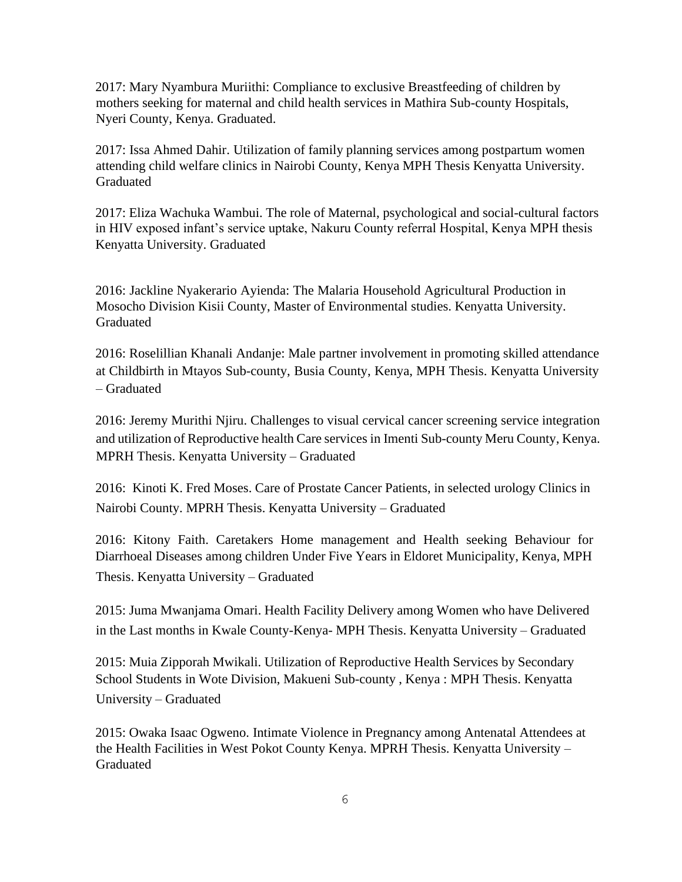2017: Mary Nyambura Muriithi: Compliance to exclusive Breastfeeding of children by mothers seeking for maternal and child health services in Mathira Sub-county Hospitals, Nyeri County, Kenya. Graduated.

2017: Issa Ahmed Dahir. Utilization of family planning services among postpartum women attending child welfare clinics in Nairobi County, Kenya MPH Thesis Kenyatta University. Graduated

2017: Eliza Wachuka Wambui. The role of Maternal, psychological and social-cultural factors in HIV exposed infant's service uptake, Nakuru County referral Hospital, Kenya MPH thesis Kenyatta University. Graduated

2016: Jackline Nyakerario Ayienda: The Malaria Household Agricultural Production in Mosocho Division Kisii County, Master of Environmental studies. Kenyatta University. Graduated

2016: Roselillian Khanali Andanje: Male partner involvement in promoting skilled attendance at Childbirth in Mtayos Sub-county, Busia County, Kenya, MPH Thesis. Kenyatta University – Graduated

2016: Jeremy Murithi Njiru. Challenges to visual cervical cancer screening service integration and utilization of Reproductive health Care services in Imenti Sub-county Meru County, Kenya. MPRH Thesis. Kenyatta University – Graduated

2016: Kinoti K. Fred Moses. Care of Prostate Cancer Patients, in selected urology Clinics in Nairobi County. MPRH Thesis. Kenyatta University – Graduated

2016: Kitony Faith. Caretakers Home management and Health seeking Behaviour for Diarrhoeal Diseases among children Under Five Years in Eldoret Municipality, Kenya, MPH Thesis. Kenyatta University – Graduated

2015: Juma Mwanjama Omari. Health Facility Delivery among Women who have Delivered in the Last months in Kwale County-Kenya- MPH Thesis. Kenyatta University – Graduated

2015: Muia Zipporah Mwikali. Utilization of Reproductive Health Services by Secondary School Students in Wote Division, Makueni Sub-county , Kenya : MPH Thesis. Kenyatta University – Graduated

2015: Owaka Isaac Ogweno. Intimate Violence in Pregnancy among Antenatal Attendees at the Health Facilities in West Pokot County Kenya. MPRH Thesis. Kenyatta University – Graduated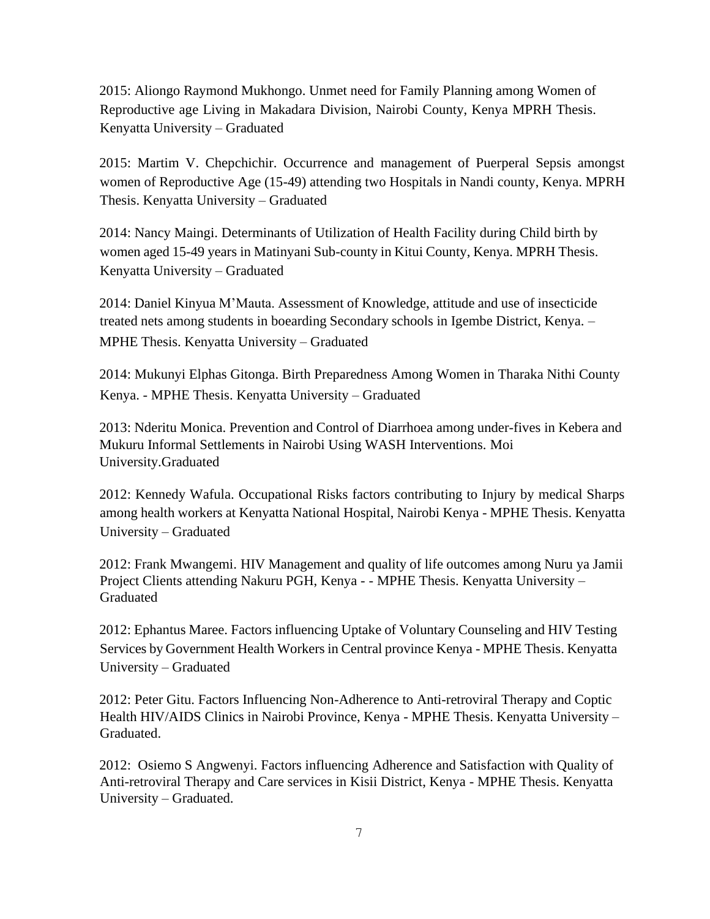2015: Aliongo Raymond Mukhongo. Unmet need for Family Planning among Women of Reproductive age Living in Makadara Division, Nairobi County, Kenya MPRH Thesis. Kenyatta University – Graduated

2015: Martim V. Chepchichir. Occurrence and management of Puerperal Sepsis amongst women of Reproductive Age (15-49) attending two Hospitals in Nandi county, Kenya. MPRH Thesis. Kenyatta University – Graduated

2014: Nancy Maingi. Determinants of Utilization of Health Facility during Child birth by women aged 15-49 years in Matinyani Sub-county in Kitui County, Kenya. MPRH Thesis. Kenyatta University – Graduated

2014: Daniel Kinyua M'Mauta. Assessment of Knowledge, attitude and use of insecticide treated nets among students in boearding Secondary schools in Igembe District, Kenya. – MPHE Thesis. Kenyatta University – Graduated

2014: Mukunyi Elphas Gitonga. Birth Preparedness Among Women in Tharaka Nithi County Kenya. - MPHE Thesis. Kenyatta University – Graduated

2013: Nderitu Monica. Prevention and Control of Diarrhoea among under-fives in Kebera and Mukuru Informal Settlements in Nairobi Using WASH Interventions. Moi University.Graduated

2012: Kennedy Wafula. Occupational Risks factors contributing to Injury by medical Sharps among health workers at Kenyatta National Hospital, Nairobi Kenya - MPHE Thesis. Kenyatta University – Graduated

2012: Frank Mwangemi. HIV Management and quality of life outcomes among Nuru ya Jamii Project Clients attending Nakuru PGH, Kenya - - MPHE Thesis. Kenyatta University – Graduated

2012: Ephantus Maree. Factors influencing Uptake of Voluntary Counseling and HIV Testing Services by Government Health Workers in Central province Kenya - MPHE Thesis. Kenyatta University – Graduated

2012: Peter Gitu. Factors Influencing Non-Adherence to Anti-retroviral Therapy and Coptic Health HIV/AIDS Clinics in Nairobi Province, Kenya - MPHE Thesis. Kenyatta University – Graduated.

2012: Osiemo S Angwenyi. Factors influencing Adherence and Satisfaction with Quality of Anti-retroviral Therapy and Care services in Kisii District, Kenya - MPHE Thesis. Kenyatta University – Graduated.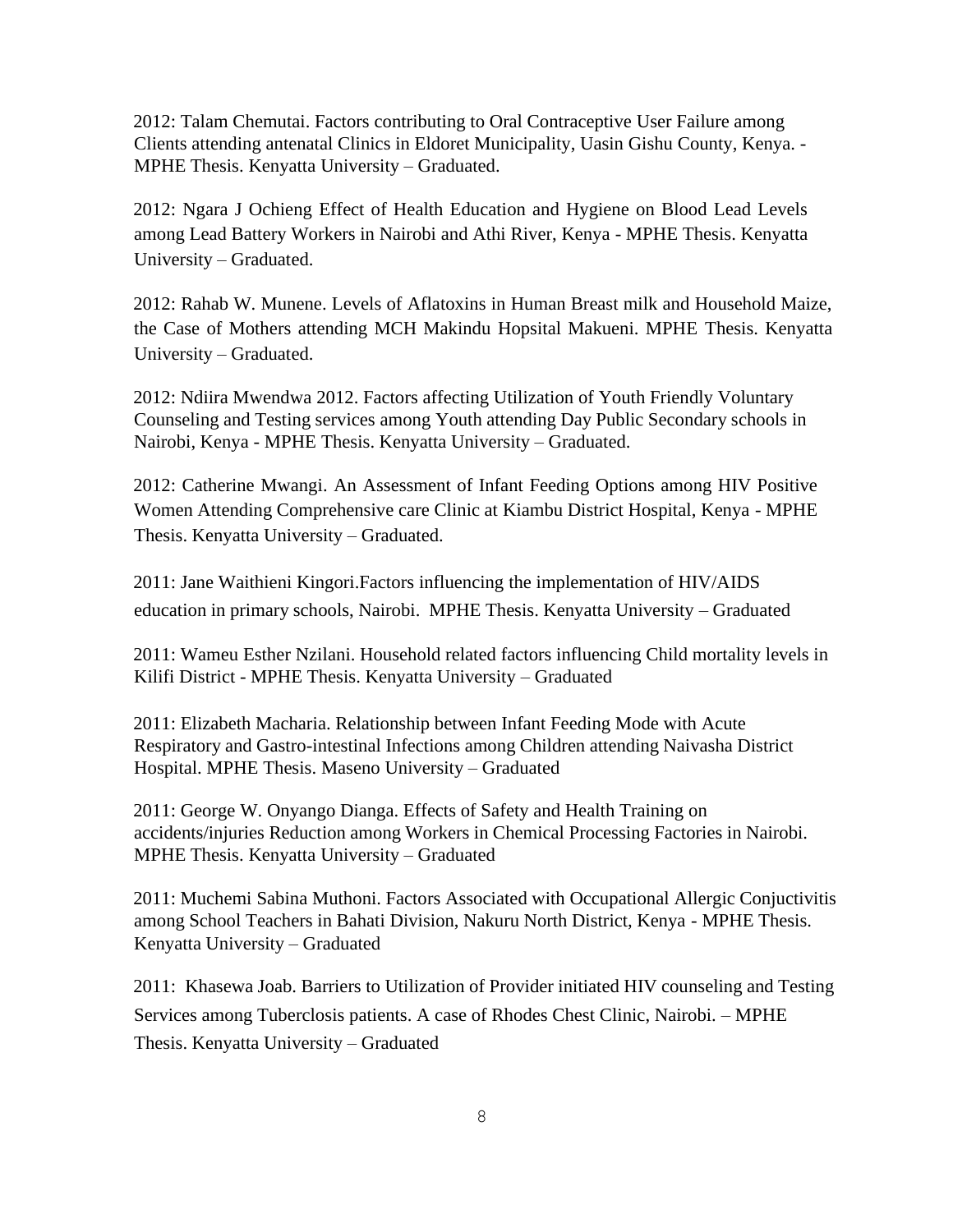2012: Talam Chemutai. Factors contributing to Oral Contraceptive User Failure among Clients attending antenatal Clinics in Eldoret Municipality, Uasin Gishu County, Kenya. - MPHE Thesis. Kenyatta University – Graduated.

2012: Ngara J Ochieng Effect of Health Education and Hygiene on Blood Lead Levels among Lead Battery Workers in Nairobi and Athi River, Kenya - MPHE Thesis. Kenyatta University – Graduated.

2012: Rahab W. Munene. Levels of Aflatoxins in Human Breast milk and Household Maize, the Case of Mothers attending MCH Makindu Hopsital Makueni. MPHE Thesis. Kenyatta University – Graduated.

2012: Ndiira Mwendwa 2012. Factors affecting Utilization of Youth Friendly Voluntary Counseling and Testing services among Youth attending Day Public Secondary schools in Nairobi, Kenya - MPHE Thesis. Kenyatta University – Graduated.

2012: Catherine Mwangi. An Assessment of Infant Feeding Options among HIV Positive Women Attending Comprehensive care Clinic at Kiambu District Hospital, Kenya - MPHE Thesis. Kenyatta University – Graduated.

2011: Jane Waithieni Kingori.Factors influencing the implementation of HIV/AIDS education in primary schools, Nairobi.  MPHE Thesis. Kenyatta University – Graduated

2011: Wameu Esther Nzilani. Household related factors influencing Child mortality levels in Kilifi District - MPHE Thesis. Kenyatta University – Graduated

2011: Elizabeth Macharia. Relationship between Infant Feeding Mode with Acute Respiratory and Gastro-intestinal Infections among Children attending Naivasha District Hospital. MPHE Thesis. Maseno University – Graduated

2011: George W. Onyango Dianga. Effects of Safety and Health Training on accidents/injuries Reduction among Workers in Chemical Processing Factories in Nairobi. MPHE Thesis. Kenyatta University – Graduated

2011: Muchemi Sabina Muthoni. Factors Associated with Occupational Allergic Conjuctivitis among School Teachers in Bahati Division, Nakuru North District, Kenya - MPHE Thesis. Kenyatta University – Graduated

2011:  Khasewa Joab. Barriers to Utilization of Provider initiated HIV counseling and Testing Services among Tuberclosis patients. A case of Rhodes Chest Clinic, Nairobi. – MPHE Thesis. Kenyatta University – Graduated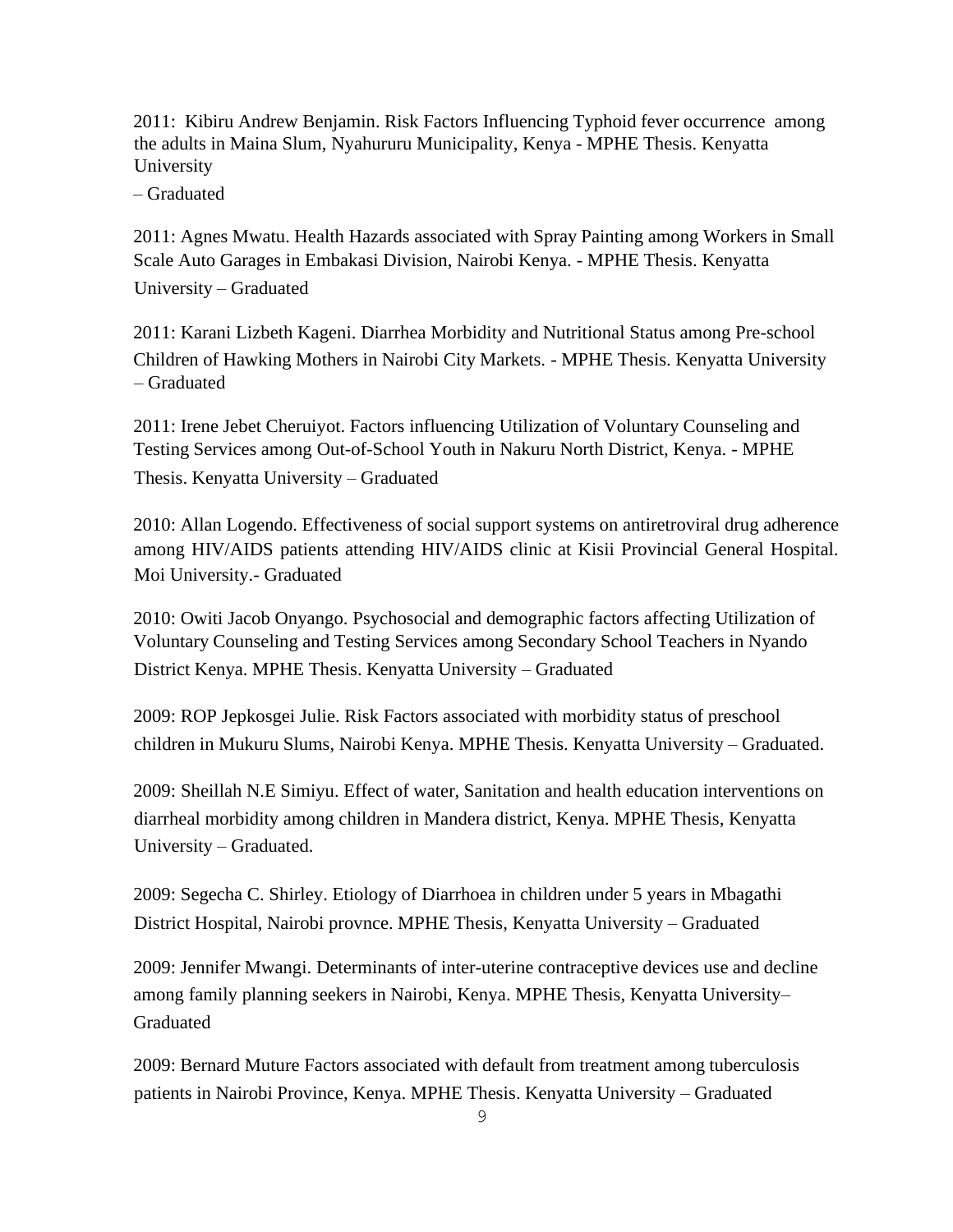2011: Kibiru Andrew Benjamin. Risk Factors Influencing Typhoid fever occurrence among the adults in Maina Slum, Nyahururu Municipality, Kenya - MPHE Thesis. Kenyatta University – Graduated

2011: Agnes Mwatu. Health Hazards associated with Spray Painting among Workers in Small Scale Auto Garages in Embakasi Division, Nairobi Kenya. - MPHE Thesis. Kenyatta University – Graduated

2011: Karani Lizbeth Kageni. Diarrhea Morbidity and Nutritional Status among Pre-school Children of Hawking Mothers in Nairobi City Markets. - MPHE Thesis. Kenyatta University – Graduated

2011: Irene Jebet Cheruiyot. Factors influencing Utilization of Voluntary Counseling and Testing Services among Out-of-School Youth in Nakuru North District, Kenya. - MPHE Thesis. Kenyatta University – Graduated

2010: Allan Logendo. Effectiveness of social support systems on antiretroviral drug adherence among HIV/AIDS patients attending HIV/AIDS clinic at Kisii Provincial General Hospital. Moi University.- Graduated

2010: Owiti Jacob Onyango. Psychosocial and demographic factors affecting Utilization of Voluntary Counseling and Testing Services among Secondary School Teachers in Nyando District Kenya. MPHE Thesis. Kenyatta University – Graduated

2009: ROP Jepkosgei Julie. Risk Factors associated with morbidity status of preschool children in Mukuru Slums, Nairobi Kenya. MPHE Thesis. Kenyatta University – Graduated.

2009: Sheillah N.E Simiyu. Effect of water, Sanitation and health education interventions on diarrheal morbidity among children in Mandera district, Kenya. MPHE Thesis, Kenyatta University – Graduated.

2009: Segecha C. Shirley. Etiology of Diarrhoea in children under 5 years in Mbagathi District Hospital, Nairobi provnce. MPHE Thesis, Kenyatta University – Graduated

2009: Jennifer Mwangi. Determinants of inter-uterine contraceptive devices use and decline among family planning seekers in Nairobi, Kenya. MPHE Thesis, Kenyatta University– Graduated

2009: Bernard Muture Factors associated with default from treatment among tuberculosis patients in Nairobi Province, Kenya. MPHE Thesis. Kenyatta University – Graduated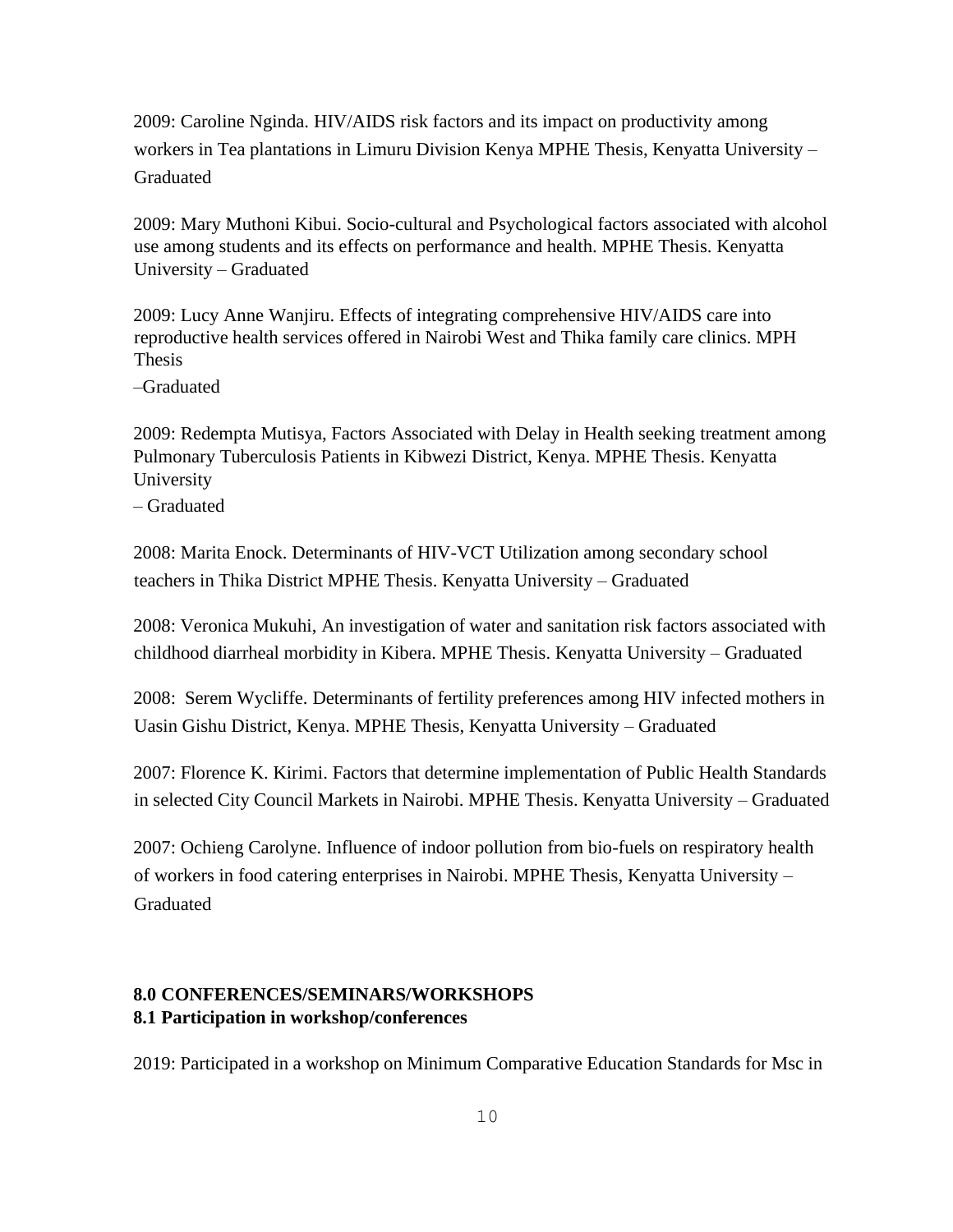2009: Caroline Nginda. HIV/AIDS risk factors and its impact on productivity among workers in Tea plantations in Limuru Division Kenya MPHE Thesis, Kenyatta University – Graduated

2009: Mary Muthoni Kibui. Socio-cultural and Psychological factors associated with alcohol use among students and its effects on performance and health. MPHE Thesis. Kenyatta University – Graduated

2009: Lucy Anne Wanjiru. Effects of integrating comprehensive HIV/AIDS care into reproductive health services offered in Nairobi West and Thika family care clinics. MPH Thesis –Graduated

2009: Redempta Mutisya, Factors Associated with Delay in Health seeking treatment among Pulmonary Tuberculosis Patients in Kibwezi District, Kenya. MPHE Thesis. Kenyatta University – Graduated

2008: Marita Enock. Determinants of HIV-VCT Utilization among secondary school teachers in Thika District MPHE Thesis. Kenyatta University – Graduated

2008: Veronica Mukuhi, An investigation of water and sanitation risk factors associated with childhood diarrheal morbidity in Kibera. MPHE Thesis. Kenyatta University – Graduated

2008: Serem Wycliffe. Determinants of fertility preferences among HIV infected mothers in Uasin Gishu District, Kenya. MPHE Thesis, Kenyatta University – Graduated

2007: Florence K. Kirimi. Factors that determine implementation of Public Health Standards in selected City Council Markets in Nairobi. MPHE Thesis. Kenyatta University – Graduated

2007: Ochieng Carolyne. Influence of indoor pollution from bio-fuels on respiratory health of workers in food catering enterprises in Nairobi. MPHE Thesis, Kenyatta University – Graduated

## 8.0 CONFERENCES/SEMINARS/WORKSHOPS

### 8.1 Participation in workshop/conferences

2019: Participated in a workshop on Minimum Comparative Education Standards for Msc in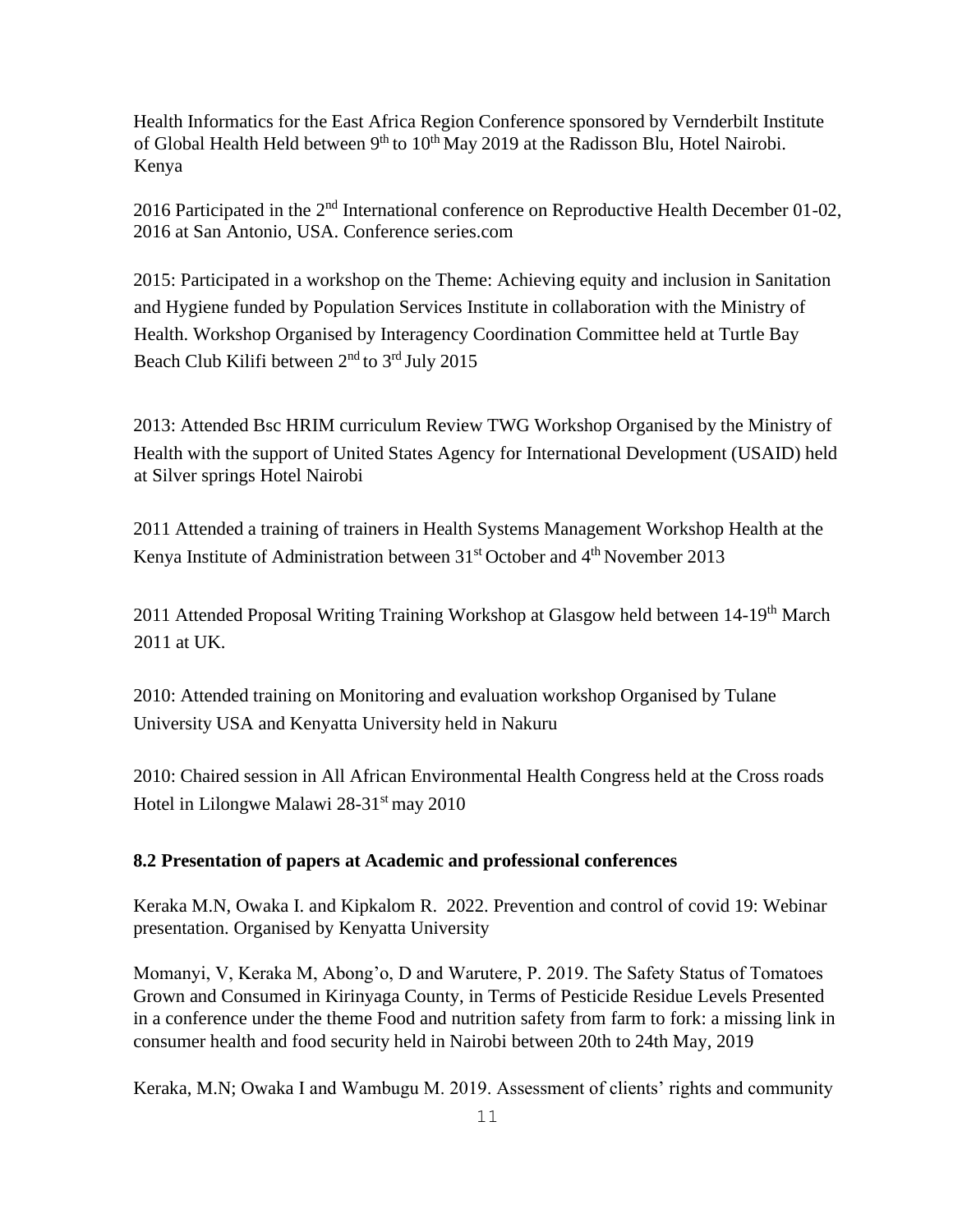Health Informatics for the East Africa Region Conference sponsored by Vernderbilt Institute of Global Health Held between 9th to 10th May 2019 at the Radisson Blu, Hotel Nairobi. Kenya

2016 Participated in the 2nd International conference on Reproductive Health December 01-02, 2016 at San Antonio, USA. Conference series.com

2015: Participated in a workshop on the Theme: Achieving equity and inclusion in Sanitation and Hygiene funded by Population Services Institute in collaboration with the Ministry of Health. Workshop Organised by Interagency Coordination Committee held at Turtle Bay Beach Club Kilifi between 2nd to 3rd July 2015

2013: Attended Bsc HRIM curriculum Review TWG Workshop Organised by the Ministry of Health with the support of United States Agency for International Development (USAID) held at Silver springs Hotel Nairobi

2011 Attended a training of trainers in Health Systems Management Workshop Health at the Kenya Institute of Administration between 31st October and 4th November 2013

2011 Attended Proposal Writing Training Workshop at Glasgow held between 14-19th March 2011 at UK.

2010: Attended training on Monitoring and evaluation workshop Organised by Tulane University USA and Kenyatta University held in Nakuru

2010: Chaired session in All African Environmental Health Congress held at the Cross roads Hotel in Lilongwe Malawi 28-31st may 2010

**8.2 Presentation of papers at Academic and professional conferences**

Keraka M.N, Owaka I. and Kipkalom R. 2022. Prevention and control of covid 19: Webinar presentation. Organised by Kenyatta University

Momanyi, V, Keraka M, Abong'o, D and Warutere, P. 2019. The Safety Status of Tomatoes Grown and Consumed in Kirinyaga County, in Terms of Pesticide Residue Levels Presented in a conference under the theme Food and nutrition safety from farm to fork: a missing link in consumer health and food security held in Nairobi between 20th to 24th May, 2019

Keraka, M.N; Owaka I and Wambugu M. 2019. Assessment of clients' rights and community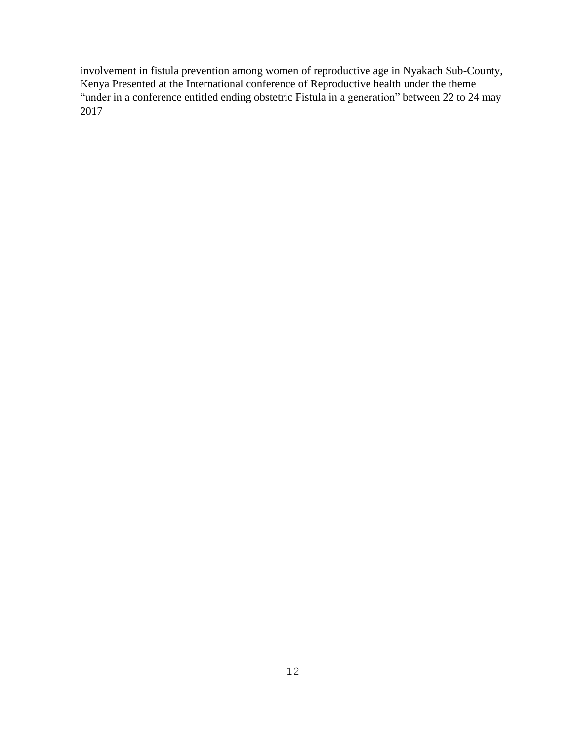involvement in fistula prevention among women of reproductive age in Nyakach Sub-County, Kenya Presented at the International conference of Reproductive health under the theme "under in a conference entitled ending obstetric Fistula in a generation" between 22 to 24 may 2017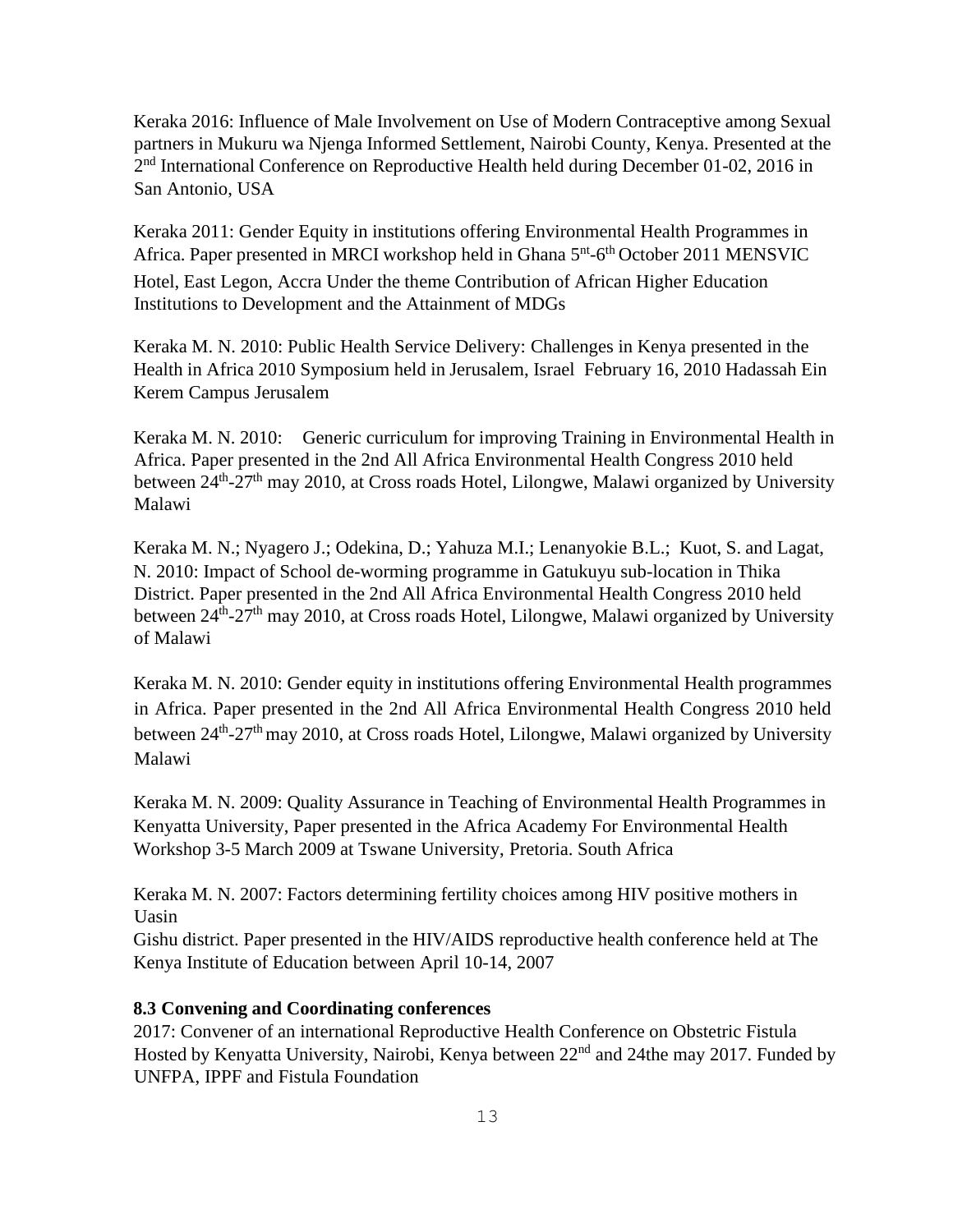Keraka 2016: Influence of Male Involvement on Use of Modern Contraceptive among Sexual partners in Mukuru wa Njenga Informed Settlement, Nairobi County, Kenya. Presented at the 2nd International Conference on Reproductive Health held during December 01-02, 2016 in San Antonio, USA

Keraka 2011: Gender Equity in institutions offering Environmental Health Programmes in Africa. Paper presented in MRCI workshop held in Ghana 5nt-6th October 2011 MENSVIC Hotel, East Legon, Accra Under the theme Contribution of African Higher Education Institutions to Development and the Attainment of MDGs

Keraka M. N. 2010: Public Health Service Delivery: Challenges in Kenya presented in the Health in Africa 2010 Symposium held in Jerusalem, Israel February 16, 2010 Hadassah Ein Kerem Campus Jerusalem

Keraka M. N. 2010: Generic curriculum for improving Training in Environmental Health in Africa. Paper presented in the 2nd All Africa Environmental Health Congress 2010 held between 24th-27th may 2010, at Cross roads Hotel, Lilongwe, Malawi organized by University Malawi

Keraka M. N.; Nyagero J.; Odekina, D.; Yahuza M.I.; Lenanyokie B.L.; Kuot, S. and Lagat, N. 2010: Impact of School de-worming programme in Gatukuyu sub-location in Thika District. Paper presented in the 2nd All Africa Environmental Health Congress 2010 held between 24th-27th may 2010, at Cross roads Hotel, Lilongwe, Malawi organized by University of Malawi

Keraka M. N. 2010: Gender equity in institutions offering Environmental Health programmes in Africa. Paper presented in the 2nd All Africa Environmental Health Congress 2010 held between 24th-27th may 2010, at Cross roads Hotel, Lilongwe, Malawi organized by University Malawi

Keraka M. N. 2009: Quality Assurance in Teaching of Environmental Health Programmes in Kenyatta University, Paper presented in the Africa Academy For Environmental Health Workshop 3-5 March 2009 at Tswane University, Pretoria. South Africa

Keraka M. N. 2007: Factors determining fertility choices among HIV positive mothers in Uasin Gishu district. Paper presented in the HIV/AIDS reproductive health conference held at The Kenya Institute of Education between April 10-14, 2007

**8.3 Convening and Coordinating conferences**

2017: Convener of an international Reproductive Health Conference on Obstetric Fistula Hosted by Kenyatta University, Nairobi, Kenya between 22nd and 24the may 2017. Funded by UNFPA, IPPF and Fistula Foundation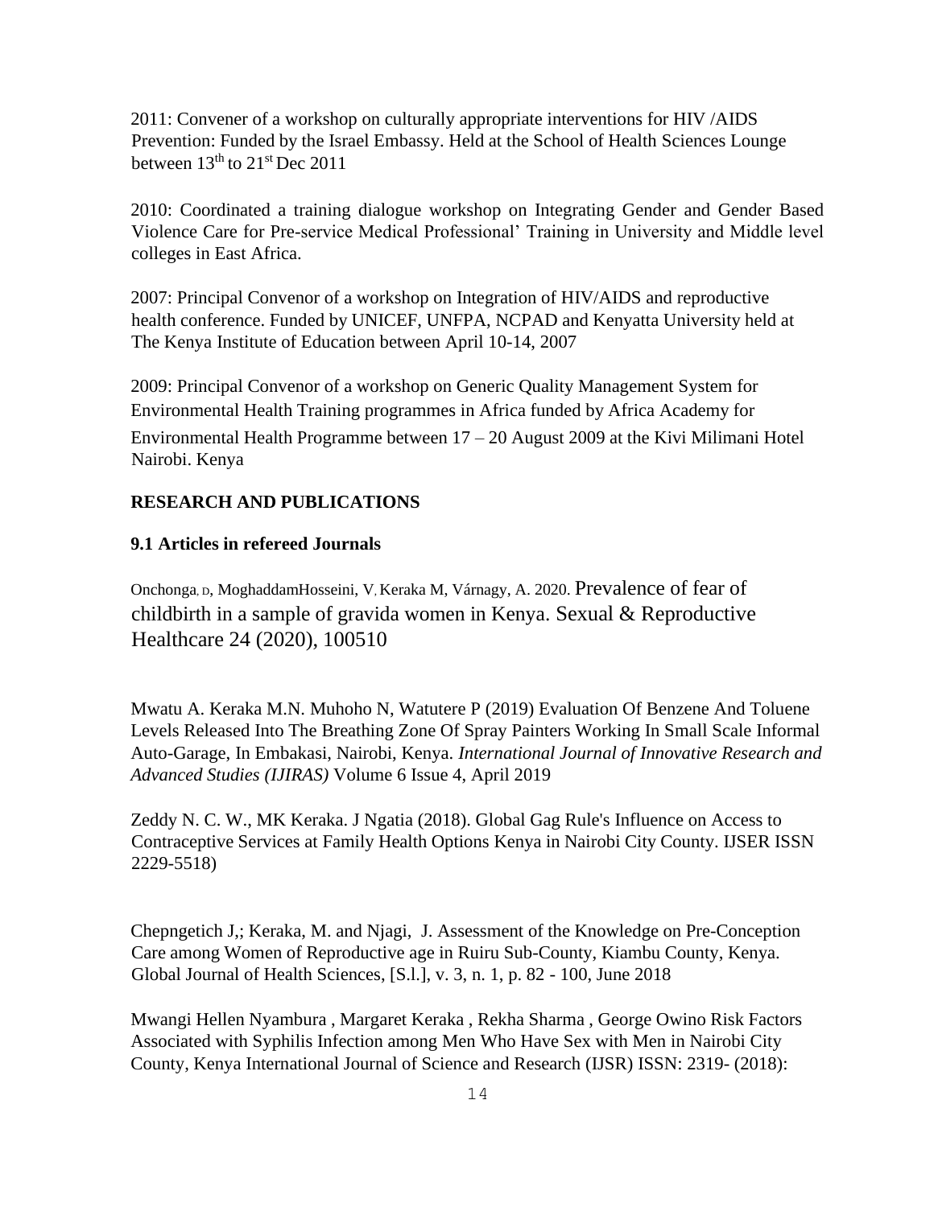2011: Convener of a workshop on culturally appropriate interventions for HIV /AIDS Prevention: Funded by the Israel Embassy. Held at the School of Health Sciences Lounge between 13th to 21st Dec 2011

2010: Coordinated a training dialogue workshop on Integrating Gender and Gender Based Violence Care for Pre-service Medical Professional' Training in University and Middle level colleges in East Africa.

2007: Principal Convenor of a workshop on Integration of HIV/AIDS and reproductive health conference. Funded by UNICEF, UNFPA, NCPAD and Kenyatta University held at The Kenya Institute of Education between April 10-14, 2007

2009: Principal Convenor of a workshop on Generic Quality Management System for Environmental Health Training programmes in Africa funded by Africa Academy for Environmental Health Programme between 17 – 20 August 2009 at the Kivi Milimani Hotel Nairobi. Kenya

## RESEARCH AND PUBLICATIONS

### 9.1 Articles in refereed Journals

Onchonga, D, MoghaddamHosseini, V, Keraka M, Várnagy, A. 2020. Prevalence of fear of childbirth in a sample of gravida women in Kenya. Sexual & Reproductive Healthcare 24 (2020), 100510

Mwatu A. Keraka M.N. Muhoho N, Watutere P (2019) Evaluation Of Benzene And Toluene Levels Released Into The Breathing Zone Of Spray Painters Working In Small Scale Informal Auto-Garage, In Embakasi, Nairobi, Kenya. *International Journal of Innovative Research and Advanced Studies (IJIRAS)* Volume 6 Issue 4, April 2019

Zeddy N. C. W., MK Keraka. J Ngatia (2018). Global Gag Rule's Influence on Access to Contraceptive Services at Family Health Options Kenya in Nairobi City County. IJSER ISSN 2229-5518)

Chepngetich J,; Keraka, M. and Njagi, J. Assessment of the Knowledge on Pre-Conception Care among Women of Reproductive age in Ruiru Sub-County, Kiambu County, Kenya. Global Journal of Health Sciences, [S.l.], v. 3, n. 1, p. 82 - 100, June 2018

Mwangi Hellen Nyambura , Margaret Keraka , Rekha Sharma , George Owino Risk Factors Associated with Syphilis Infection among Men Who Have Sex with Men in Nairobi City County, Kenya International Journal of Science and Research (IJSR) ISSN: 2319- (2018):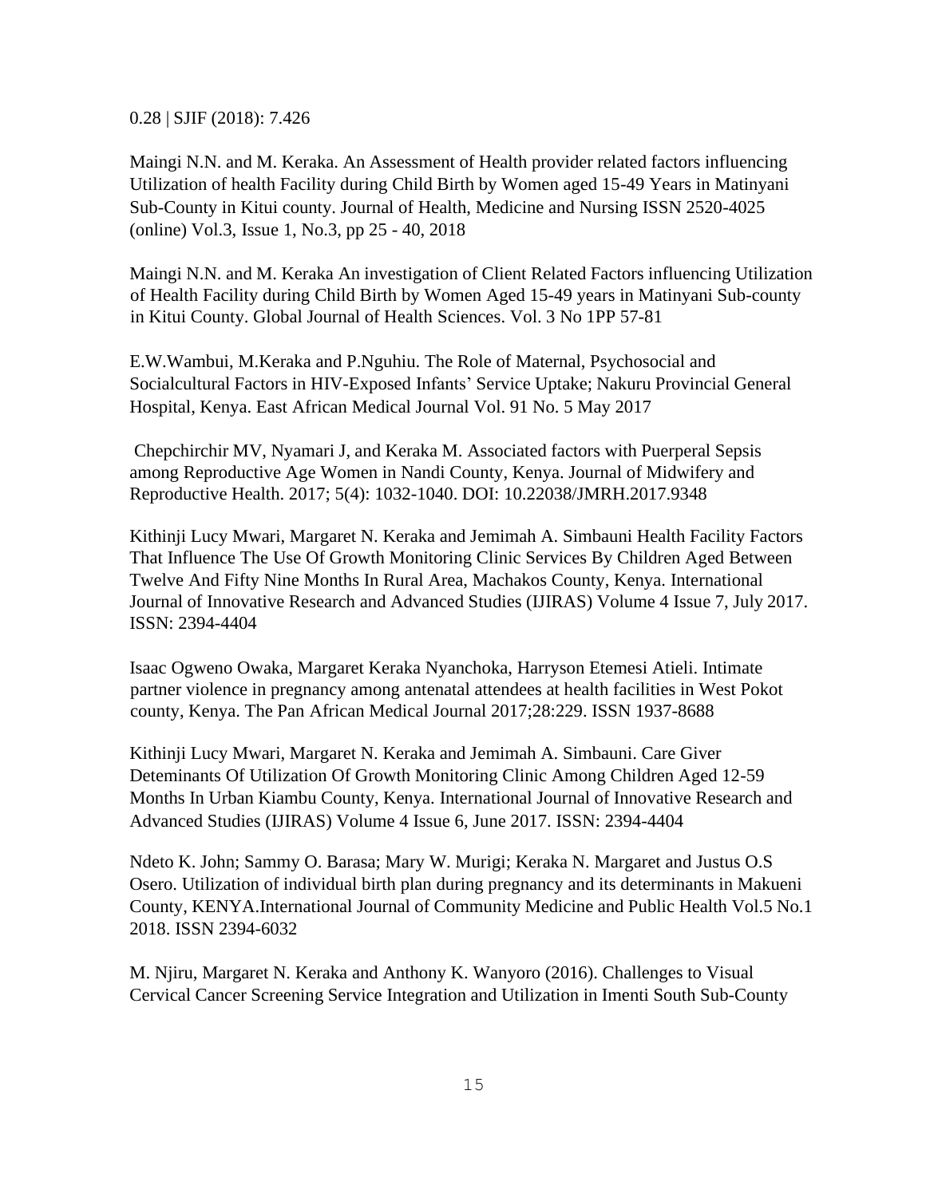0.28 | SJIF (2018): 7.426

Maingi N.N. and M. Keraka. An Assessment of Health provider related factors influencing Utilization of health Facility during Child Birth by Women aged 15-49 Years in Matinyani Sub-County in Kitui county. Journal of Health, Medicine and Nursing ISSN 2520-4025 (online) Vol.3, Issue 1, No.3, pp 25 - 40, 2018

Maingi N.N. and M. Keraka An investigation of Client Related Factors influencing Utilization of Health Facility during Child Birth by Women Aged 15-49 years in Matinyani Sub-county in Kitui County. Global Journal of Health Sciences. Vol. 3 No 1PP 57-81

E.W.Wambui, M.Keraka and P.Nguhiu. The Role of Maternal, Psychosocial and Socialcultural Factors in HIV-Exposed Infants' Service Uptake; Nakuru Provincial General Hospital, Kenya. East African Medical Journal Vol. 91 No. 5 May 2017

Chepchirchir MV, Nyamari J, and Keraka M. Associated factors with Puerperal Sepsis among Reproductive Age Women in Nandi County, Kenya. Journal of Midwifery and Reproductive Health. 2017; 5(4): 1032-1040. DOI: 10.22038/JMRH.2017.9348

Kithinji Lucy Mwari, Margaret N. Keraka and Jemimah A. Simbauni Health Facility Factors That Influence The Use Of Growth Monitoring Clinic Services By Children Aged Between Twelve And Fifty Nine Months In Rural Area, Machakos County, Kenya. International Journal of Innovative Research and Advanced Studies (IJIRAS) Volume 4 Issue 7, July 2017. ISSN: 2394-4404

Isaac Ogweno Owaka, Margaret Keraka Nyanchoka, Harryson Etemesi Atieli. Intimate partner violence in pregnancy among antenatal attendees at health facilities in West Pokot county, Kenya. The Pan African Medical Journal 2017;28:229. ISSN 1937-8688

Kithinji Lucy Mwari, Margaret N. Keraka and Jemimah A. Simbauni. Care Giver Deteminants Of Utilization Of Growth Monitoring Clinic Among Children Aged 12-59 Months In Urban Kiambu County, Kenya. International Journal of Innovative Research and Advanced Studies (IJIRAS) Volume 4 Issue 6, June 2017. ISSN: 2394-4404

Ndeto K. John; Sammy O. Barasa; Mary W. Murigi; Keraka N. Margaret and Justus O.S Osero. Utilization of individual birth plan during pregnancy and its determinants in Makueni County, KENYA.International Journal of Community Medicine and Public Health Vol.5 No.1 2018. ISSN 2394-6032

M. Njiru, Margaret N. Keraka and Anthony K. Wanyoro (2016). Challenges to Visual Cervical Cancer Screening Service Integration and Utilization in Imenti South Sub-County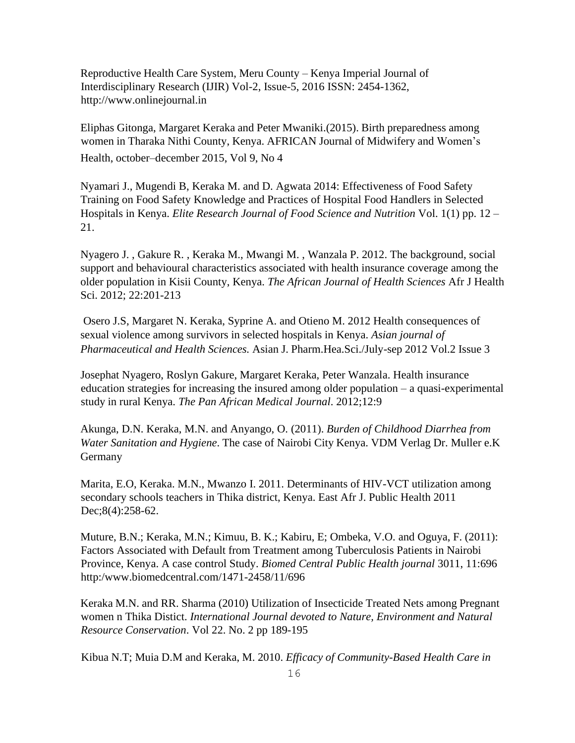Reproductive Health Care System, Meru County – Kenya Imperial Journal of Interdisciplinary Research (IJIR) Vol-2, Issue-5, 2016 ISSN: 2454-1362, http://www.onlinejournal.in

Eliphas Gitonga, Margaret Keraka and Peter Mwaniki.(2015). Birth preparedness among women in Tharaka Nithi County, Kenya. AFRICAN Journal of Midwifery and Women's Health, october–december 2015, Vol 9, No 4

Nyamari J., Mugendi B, Keraka M. and D. Agwata 2014: Effectiveness of Food Safety Training on Food Safety Knowledge and Practices of Hospital Food Handlers in Selected Hospitals in Kenya. *Elite Research Journal of Food Science and Nutrition* Vol. 1(1) pp. 12 – 21.

Nyagero J. , Gakure R. , Keraka M., Mwangi M. , Wanzala P. 2012. The background, social support and behavioural characteristics associated with health insurance coverage among the older population in Kisii County, Kenya. *The African Journal of Health Sciences* Afr J Health Sci. 2012; 22:201-213

Osero J.S, Margaret N. Keraka, Syprine A. and Otieno M. 2012 Health consequences of sexual violence among survivors in selected hospitals in Kenya. *Asian journal of Pharmaceutical and Health Sciences.* Asian J. Pharm.Hea.Sci./July-sep 2012 Vol.2 Issue 3

Josephat Nyagero, Roslyn Gakure, Margaret Keraka, Peter Wanzala. Health insurance education strategies for increasing the insured among older population – a quasi-experimental study in rural Kenya. *The Pan African Medical Journal*. 2012;12:9

Akunga, D.N. Keraka, M.N. and Anyango, O. (2011). *Burden of Childhood Diarrhea from Water Sanitation and Hygiene*. The case of Nairobi City Kenya. VDM Verlag Dr. Muller e.K Germany

Marita, E.O, Keraka. M.N., Mwanzo I. 2011. Determinants of HIV-VCT utilization among secondary schools teachers in Thika district, Kenya. East Afr J. Public Health 2011 Dec;8(4):258-62.

Muture, B.N.; Keraka, M.N.; Kimuu, B. K.; Kabiru, E; Ombeka, V.O. and Oguya, F. (2011): Factors Associated with Default from Treatment among Tuberculosis Patients in Nairobi Province, Kenya. A case control Study. *Biomed Central Public Health journal* 3011, 11:696 http:/www.biomedcentral.com/1471-2458/11/696

Keraka M.N. and RR. Sharma (2010) Utilization of Insecticide Treated Nets among Pregnant women n Thika Distict. *International Journal devoted to Nature, Environment and Natural Resource Conservation*. Vol 22. No. 2 pp 189-195

Kibua N.T; Muia D.M and Keraka, M. 2010. *Efficacy of Community-Based Health Care in*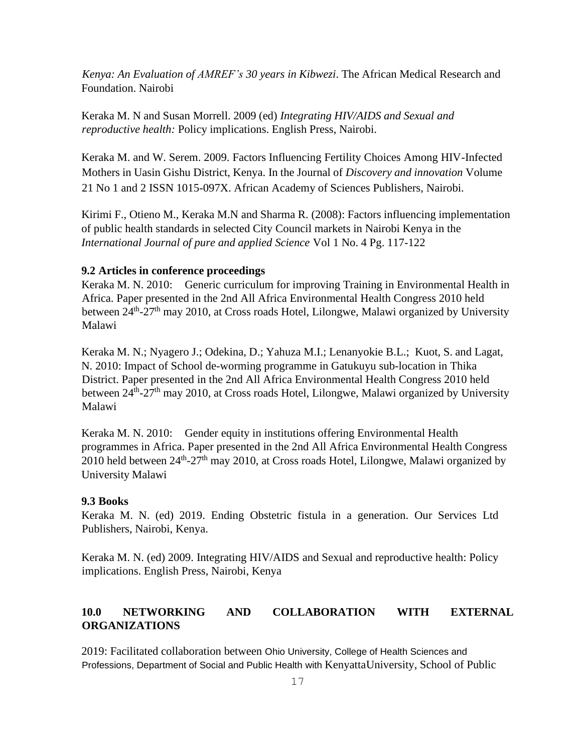*Kenya: An Evaluation of AMREF's 30 years in Kibwezi*. The African Medical Research and Foundation. Nairobi

Keraka M. N and Susan Morrell. 2009 (ed) *Integrating HIV/AIDS and Sexual and reproductive health:* Policy implications. English Press, Nairobi.

Keraka M. and W. Serem. 2009. Factors Influencing Fertility Choices Among HIV-Infected Mothers in Uasin Gishu District, Kenya. In the Journal of *Discovery and innovation* Volume 21 No 1 and 2 ISSN 1015-097X. African Academy of Sciences Publishers, Nairobi.

Kirimi F., Otieno M., Keraka M.N and Sharma R. (2008): Factors influencing implementation of public health standards in selected City Council markets in Nairobi Kenya in the *International Journal of pure and applied Science* Vol 1 No. 4 Pg. 117-122

**9.2 Articles in conference proceedings**

Keraka M. N. 2010: Generic curriculum for improving Training in Environmental Health in Africa. Paper presented in the 2nd All Africa Environmental Health Congress 2010 held between 24th-27th may 2010, at Cross roads Hotel, Lilongwe, Malawi organized by University Malawi

Keraka M. N.; Nyagero J.; Odekina, D.; Yahuza M.I.; Lenanyokie B.L.; Kuot, S. and Lagat, N. 2010: Impact of School de-worming programme in Gatukuyu sub-location in Thika District. Paper presented in the 2nd All Africa Environmental Health Congress 2010 held between 24th-27th may 2010, at Cross roads Hotel, Lilongwe, Malawi organized by University Malawi

Keraka M. N. 2010: Gender equity in institutions offering Environmental Health programmes in Africa. Paper presented in the 2nd All Africa Environmental Health Congress 2010 held between 24th-27th may 2010, at Cross roads Hotel, Lilongwe, Malawi organized by University Malawi

**9.3 Books**

Keraka M. N. (ed) 2019. Ending Obstetric fistula in a generation. Our Services Ltd Publishers, Nairobi, Kenya.

Keraka M. N. (ed) 2009. Integrating HIV/AIDS and Sexual and reproductive health: Policy implications. English Press, Nairobi, Kenya

**10.0 NETWORKING AND COLLABORATION WITH EXTERNAL ORGANIZATIONS**

2019: Facilitated collaboration between Ohio University, College of Health Sciences and Professions, Department of Social and Public Health with KenyattaUniversity, School of Public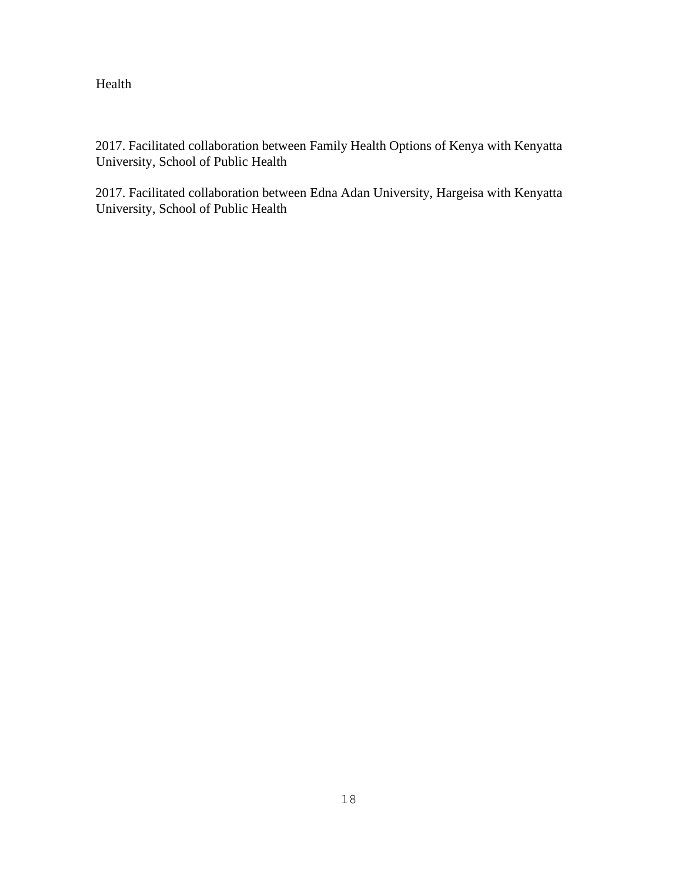Health

2017. Facilitated collaboration between Family Health Options of Kenya with Kenyatta University, School of Public Health

2017. Facilitated collaboration between Edna Adan University, Hargeisa with Kenyatta University, School of Public Health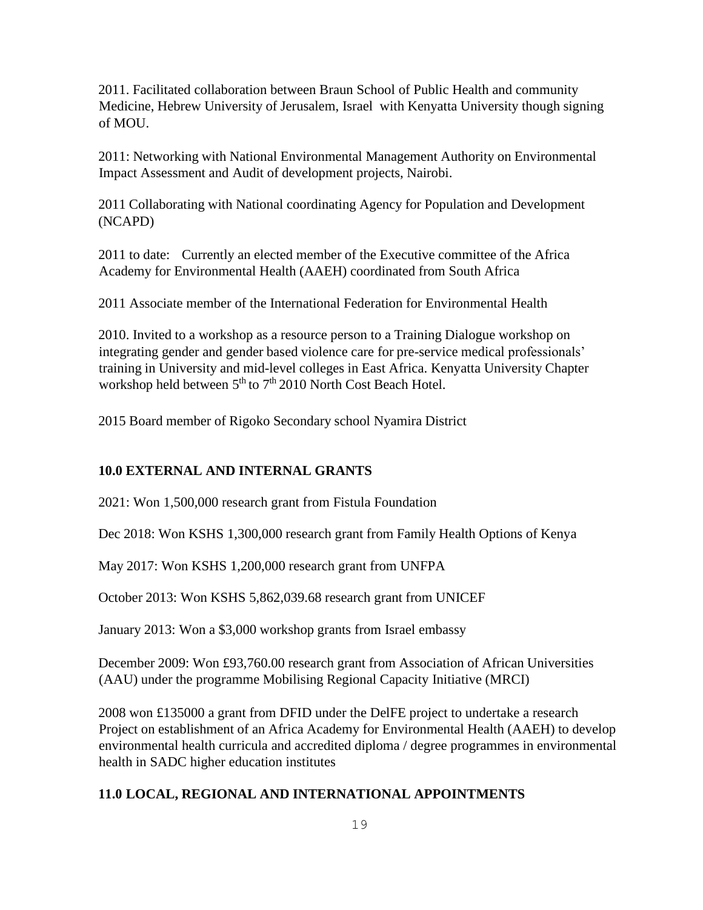2011. Facilitated collaboration between Braun School of Public Health and community Medicine, Hebrew University of Jerusalem, Israel with Kenyatta University though signing of MOU.

2011: Networking with National Environmental Management Authority on Environmental Impact Assessment and Audit of development projects, Nairobi.

2011 Collaborating with National coordinating Agency for Population and Development (NCAPD)

2011 to date: Currently an elected member of the Executive committee of the Africa Academy for Environmental Health (AAEH) coordinated from South Africa

2011 Associate member of the International Federation for Environmental Health

2010. Invited to a workshop as a resource person to a Training Dialogue workshop on integrating gender and gender based violence care for pre-service medical professionals' training in University and mid-level colleges in East Africa. Kenyatta University Chapter workshop held between 5th to 7th 2010 North Cost Beach Hotel.

2015 Board member of Rigoko Secondary school Nyamira District

## 10.0 EXTERNAL AND INTERNAL GRANTS

2021: Won 1,500,000 research grant from Fistula Foundation

Dec 2018: Won KSHS 1,300,000 research grant from Family Health Options of Kenya

May 2017: Won KSHS 1,200,000 research grant from UNFPA

October 2013: Won KSHS 5,862,039.68 research grant from UNICEF

January 2013: Won a $3,000 workshop grants from Israel embassy

December 2009: Won £93,760.00 research grant from Association of African Universities (AAU) under the programme Mobilising Regional Capacity Initiative (MRCI)

2008 won £135000 a grant from DFID under the DelFE project to undertake a research Project on establishment of an Africa Academy for Environmental Health (AAEH) to develop environmental health curricula and accredited diploma / degree programmes in environmental health in SADC higher education institutes

## 11.0 LOCAL, REGIONAL AND INTERNATIONAL APPOINTMENTS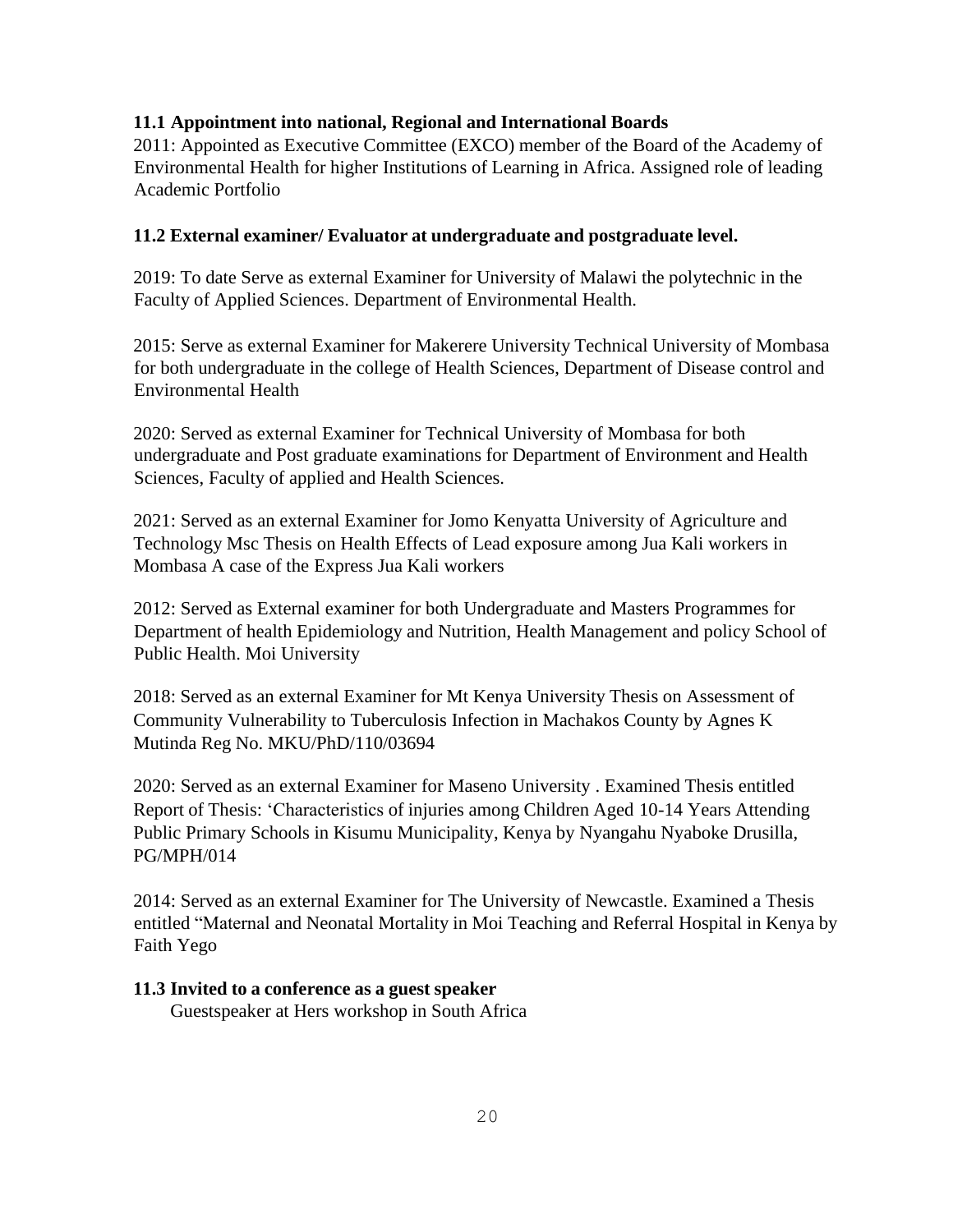### 11.1 Appointment into national, Regional and International Boards

2011: Appointed as Executive Committee (EXCO) member of the Board of the Academy of Environmental Health for higher Institutions of Learning in Africa. Assigned role of leading Academic Portfolio

### 11.2 External examiner/ Evaluator at undergraduate and postgraduate level.

2019: To date Serve as external Examiner for University of Malawi the polytechnic in the Faculty of Applied Sciences. Department of Environmental Health.

2015: Serve as external Examiner for Makerere University Technical University of Mombasa for both undergraduate in the college of Health Sciences, Department of Disease control and Environmental Health

2020: Served as external Examiner for Technical University of Mombasa for both undergraduate and Post graduate examinations for Department of Environment and Health Sciences, Faculty of applied and Health Sciences.

2021: Served as an external Examiner for Jomo Kenyatta University of Agriculture and Technology Msc Thesis on Health Effects of Lead exposure among Jua Kali workers in Mombasa A case of the Express Jua Kali workers

2012: Served as External examiner for both Undergraduate and Masters Programmes for Department of health Epidemiology and Nutrition, Health Management and policy School of Public Health. Moi University

2018: Served as an external Examiner for Mt Kenya University Thesis on Assessment of Community Vulnerability to Tuberculosis Infection in Machakos County by Agnes K Mutinda Reg No. MKU/PhD/110/03694

2020: Served as an external Examiner for Maseno University . Examined Thesis entitled Report of Thesis: 'Characteristics of injuries among Children Aged 10-14 Years Attending Public Primary Schools in Kisumu Municipality, Kenya by Nyangahu Nyaboke Drusilla, PG/MPH/014

2014: Served as an external Examiner for The University of Newcastle. Examined a Thesis entitled "Maternal and Neonatal Mortality in Moi Teaching and Referral Hospital in Kenya by Faith Yego

### 11.3 Invited to a conference as a guest speaker

Guestspeaker at Hers workshop in South Africa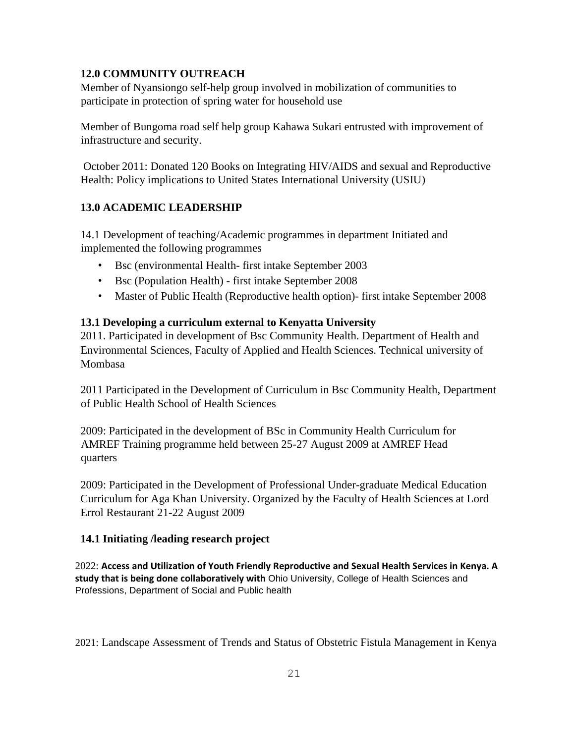## 12.0 COMMUNITY OUTREACH

Member of Nyansiongo self-help group involved in mobilization of communities to participate in protection of spring water for household use

Member of Bungoma road self help group Kahawa Sukari entrusted with improvement of infrastructure and security.

October 2011: Donated 120 Books on Integrating HIV/AIDS and sexual and Reproductive Health: Policy implications to United States International University (USIU)

## 13.0 ACADEMIC LEADERSHIP

14.1 Development of teaching/Academic programmes in department Initiated and implemented the following programmes

- Bsc (environmental Health- first intake September 2003
- Bsc (Population Health) - first intake September 2008
- Master of Public Health (Reproductive health option)- first intake September 2008

### 13.1 Developing a curriculum external to Kenyatta University

2011. Participated in development of Bsc Community Health. Department of Health and Environmental Sciences, Faculty of Applied and Health Sciences. Technical university of Mombasa

2011 Participated in the Development of Curriculum in Bsc Community Health, Department of Public Health School of Health Sciences

2009: Participated in the development of BSc in Community Health Curriculum for AMREF Training programme held between 25-27 August 2009 at AMREF Head quarters

2009: Participated in the Development of Professional Under-graduate Medical Education Curriculum for Aga Khan University. Organized by the Faculty of Health Sciences at Lord Errol Restaurant 21-22 August 2009

### 14.1 Initiating /leading research project

2022: **Access and Utilization of Youth Friendly Reproductive and Sexual Health Services in Kenya. A study that is being done collaboratively with** Ohio University, College of Health Sciences and Professions, Department of Social and Public health

2021: Landscape Assessment of Trends and Status of Obstetric Fistula Management in Kenya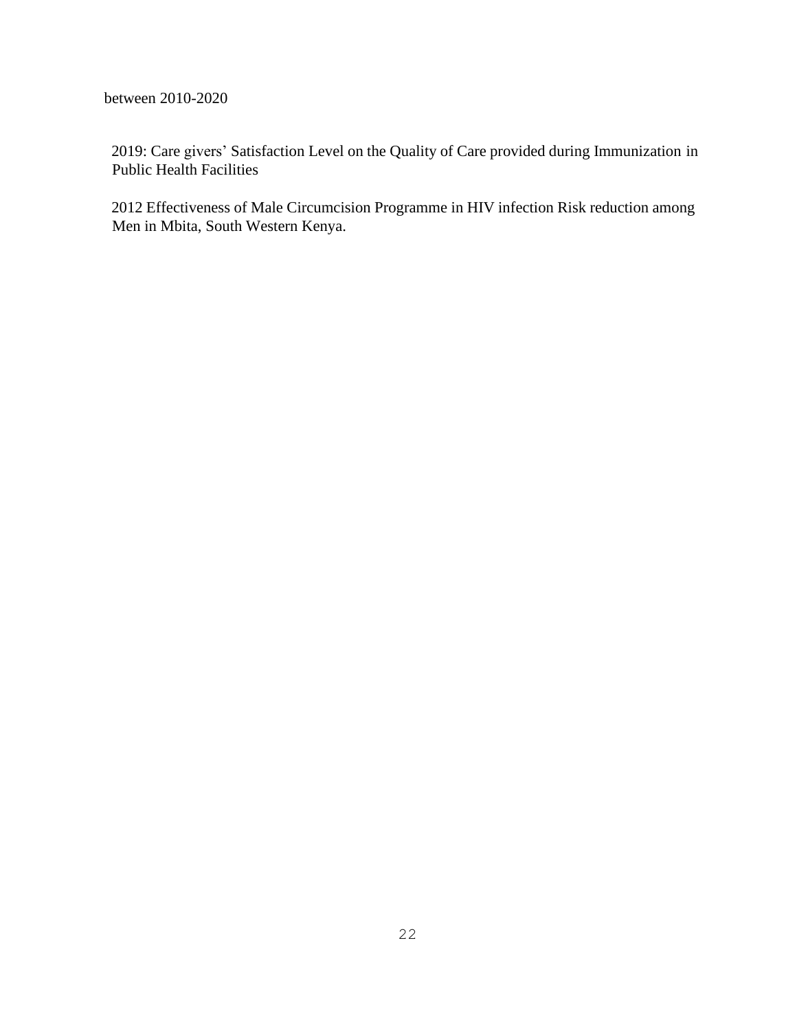between 2010-2020

2019: Care givers' Satisfaction Level on the Quality of Care provided during Immunization in Public Health Facilities

2012 Effectiveness of Male Circumcision Programme in HIV infection Risk reduction among Men in Mbita, South Western Kenya.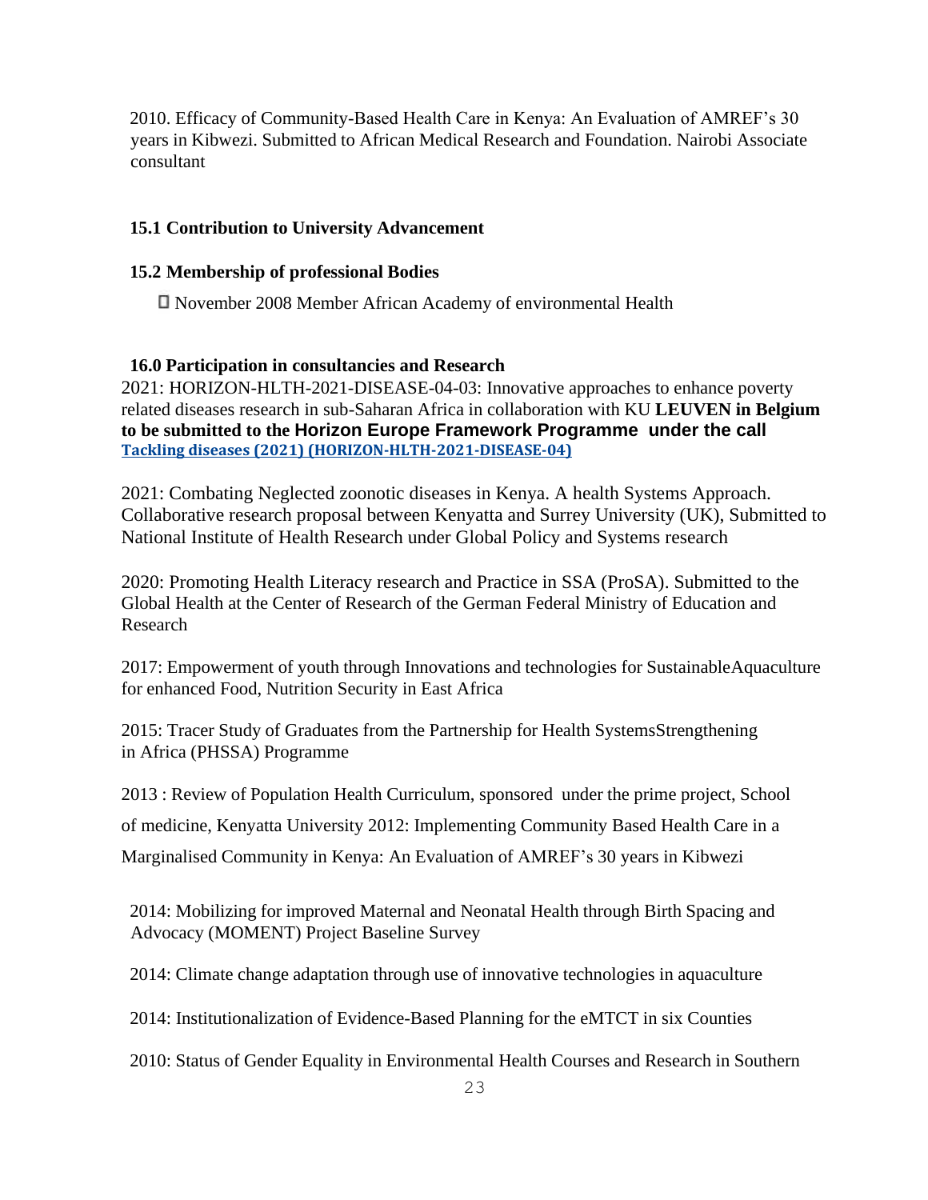2010. Efficacy of Community-Based Health Care in Kenya: An Evaluation of AMREF's 30 years in Kibwezi. Submitted to African Medical Research and Foundation. Nairobi Associate consultant

**15.1 Contribution to University Advancement**

**15.2 Membership of professional Bodies**

- November 2008 Member African Academy of environmental Health

**16.0 Participation in consultancies and Research**

2021: HORIZON-HLTH-2021-DISEASE-04-03: Innovative approaches to enhance poverty related diseases research in sub-Saharan Africa in collaboration with KU **LEUVEN in Belgium to be submitted to the Horizon Europe Framework Programme under the call** **Tackling diseases (2021) (HORIZON-HLTH-2021-DISEASE-04)**

2021: Combating Neglected zoonotic diseases in Kenya. A health Systems Approach. Collaborative research proposal between Kenyatta and Surrey University (UK), Submitted to National Institute of Health Research under Global Policy and Systems research

2020: Promoting Health Literacy research and Practice in SSA (ProSA). Submitted to the Global Health at the Center of Research of the German Federal Ministry of Education and Research

2017: Empowerment of youth through Innovations and technologies for SustainableAquaculture for enhanced Food, Nutrition Security in East Africa

2015: Tracer Study of Graduates from the Partnership for Health SystemsStrengthening in Africa (PHSSA) Programme

2013 : Review of Population Health Curriculum, sponsored under the prime project, School of medicine, Kenyatta University 2012: Implementing Community Based Health Care in a Marginalised Community in Kenya: An Evaluation of AMREF's 30 years in Kibwezi

2014: Mobilizing for improved Maternal and Neonatal Health through Birth Spacing and Advocacy (MOMENT) Project Baseline Survey

2014: Climate change adaptation through use of innovative technologies in aquaculture

2014: Institutionalization of Evidence-Based Planning for the eMTCT in six Counties

2010: Status of Gender Equality in Environmental Health Courses and Research in Southern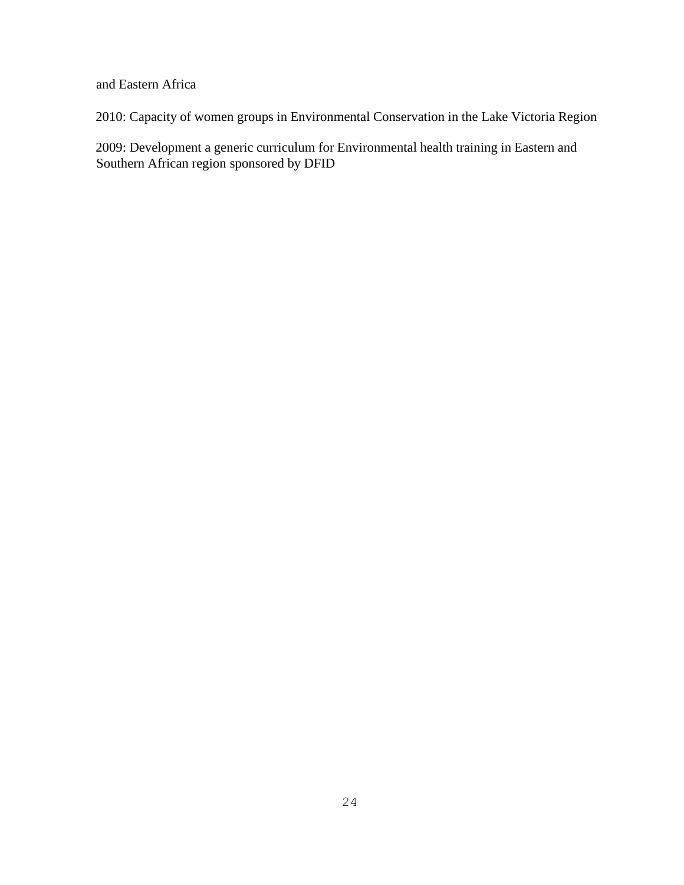and Eastern Africa

2010: Capacity of women groups in Environmental Conservation in the Lake Victoria Region

2009: Development a generic curriculum for Environmental health training in Eastern and Southern African region sponsored by DFID